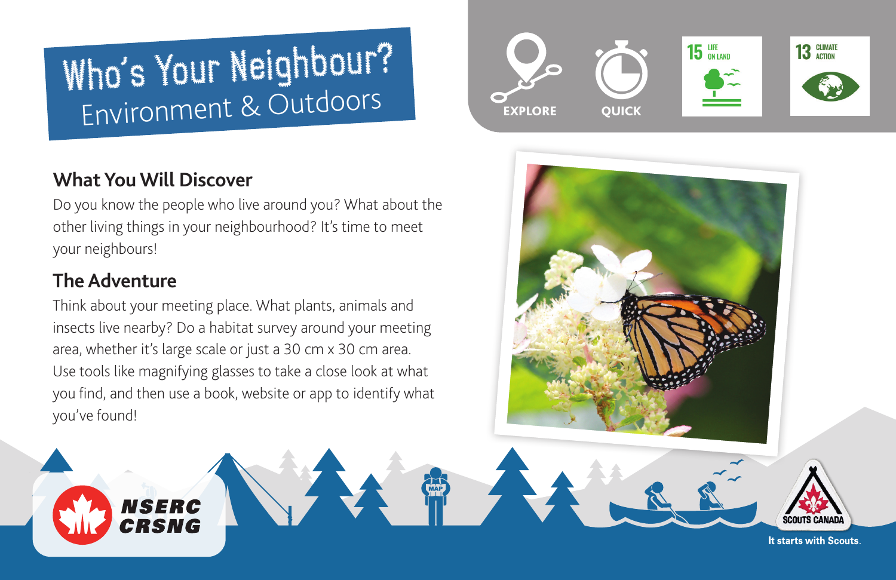# Who's Your Neighbour?

Environment & Outdoors

EXPLORE

QUICK

15 LIFE ON LAND

13 CLIMATE ACTION

## What You Will Discover

Do you know the people who live around you? What about the other living things in your neighbourhood? It's time to meet your neighbours!

## The Adventure

Think about your meeting place. What plants, animals and insects live nearby? Do a habitat survey around your meeting area, whether it's large scale or just a 30 cm x 30 cm area. Use tools like magnifying glasses to take a close look at what you find, and then use a book, website or app to identify what you've found!

NSERC CRSNG

SCOUTS CANADA

It starts with Scouts.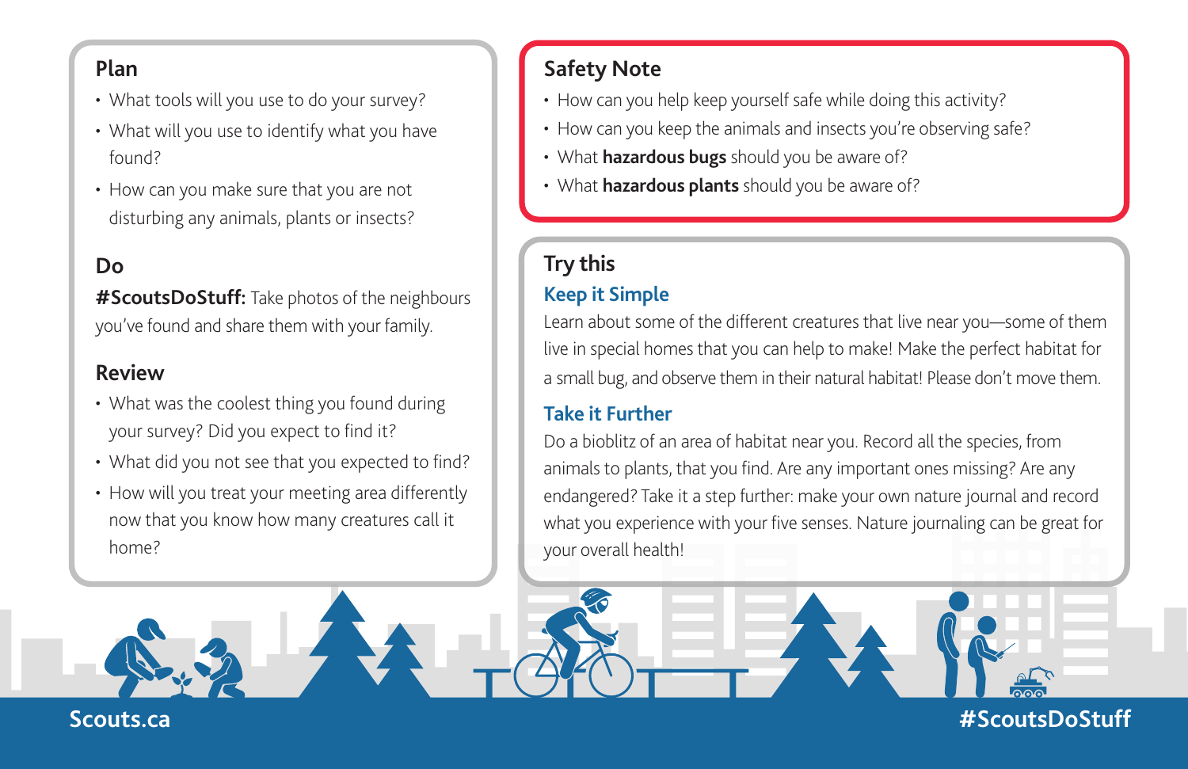## Plan

- What tools will you use to do your survey?
- What will you use to identify what you have found?
- How can you make sure that you are not disturbing any animals, plants or insects?

## Do

**#ScoutsDoStuff:** Take photos of the neighbours you've found and share them with your family.

## Review

- What was the coolest thing you found during your survey? Did you expect to find it?
- What did you not see that you expected to find?
- How will you treat your meeting area differently now that you know how many creatures call it home?

## Safety Note

- How can you help keep yourself safe while doing this activity?
- How can you keep the animals and insects you're observing safe?
- What **hazardous bugs** should you be aware of?
- What **hazardous plants** should you be aware of?

## Try this

### Keep it Simple

Learn about some of the different creatures that live near you—some of them live in special homes that you can help to make! Make the perfect habitat for a small bug, and observe them in their natural habitat! Please don't move them.

### Take it Further

Do a bioblitz of an area of habitat near you. Record all the species, from animals to plants, that you find. Are any important ones missing? Are any endangered? Take it a step further: make your own nature journal and record what you experience with your five senses. Nature journaling can be great for your overall health!

Scouts.ca

#ScoutsDoStuff